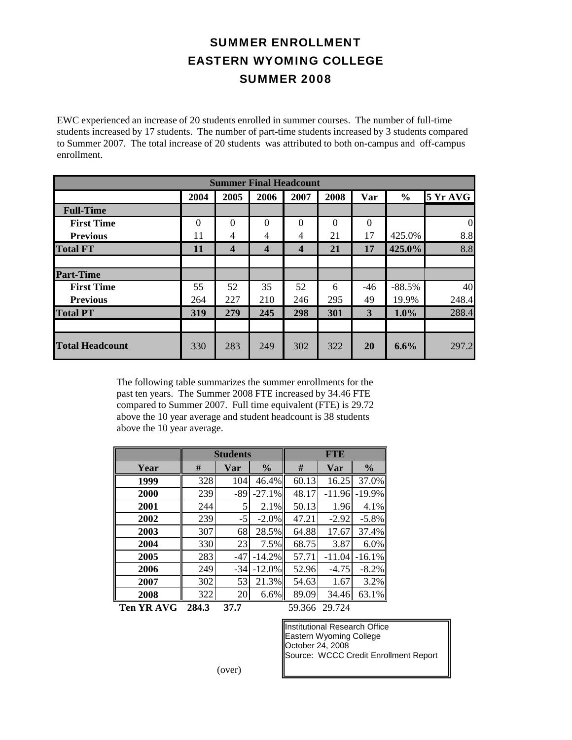# SUMMER ENROLLMENT
# EASTERN WYOMING COLLEGE
# SUMMER 2008

EWC experienced an increase of 20 students enrolled in summer courses. The number of full-time students increased by 17 students. The number of part-time students increased by 3 students compared to Summer 2007. The total increase of 20 students was attributed to both on-campus and off-campus enrollment.

| Summer Final Headcount | | | | | | | | |
|---|---|---|---|---|---|---|---|---|
| | 2004 | 2005 | 2006 | 2007 | 2008 | Var | % | 5 Yr AVG |
| **Full-Time** | | | | | | | | |
| **First Time** | 0 | 0 | 0 | 0 | 0 | 0 | | 0 |
| **Previous** | 11 | 4 | 4 | 4 | 21 | 17 | 425.0% | 8.8 |
| **Total FT** | **11** | **4** | **4** | **4** | **21** | **17** | **425.0%** | 8.8 |
| | | | | | | | | |
| **Part-Time** | | | | | | | | |
| **First Time** | 55 | 52 | 35 | 52 | 6 | -46 | -88.5% | 40 |
| **Previous** | 264 | 227 | 210 | 246 | 295 | 49 | 19.9% | 248.4 |
| **Total PT** | **319** | **279** | **245** | **298** | **301** | **3** | **1.0%** | 288.4 |
| | | | | | | | | |
| **Total Headcount** | 330 | 283 | 249 | 302 | 322 | **20** | **6.6%** | 297.2 |

The following table summarizes the summer enrollments for the past ten years. The Summer 2008 FTE increased by 34.46 FTE compared to Summer 2007. Full time equivalent (FTE) is 29.72 above the 10 year average and student headcount is 38 students above the 10 year average.

| | Students | | | FTE | | |
|---|---|---|---|---|---|---|
| **Year** | **#** | **Var** | **%** | **#** | **Var** | **%** |
| **1999** | 328 | 104 | 46.4% | 60.13 | 16.25 | 37.0% |
| **2000** | 239 | -89 | -27.1% | 48.17 | -11.96 | -19.9% |
| **2001** | 244 | 5 | 2.1% | 50.13 | 1.96 | 4.1% |
| **2002** | 239 | -5 | -2.0% | 47.21 | -2.92 | -5.8% |
| **2003** | 307 | 68 | 28.5% | 64.88 | 17.67 | 37.4% |
| **2004** | 330 | 23 | 7.5% | 68.75 | 3.87 | 6.0% |
| **2005** | 283 | -47 | -14.2% | 57.71 | -11.04 | -16.1% |
| **2006** | 249 | -34 | -12.0% | 52.96 | -4.75 | -8.2% |
| **2007** | 302 | 53 | 21.3% | 54.63 | 1.67 | 3.2% |
| **2008** | 322 | 20 | 6.6% | 89.09 | 34.46 | 63.1% |
| **Ten YR AVG** | **284.3** | **37.7** | | 59.366 | 29.724 | |

Institutional Research Office
Eastern Wyoming College
October 24, 2008
Source: WCCC Credit Enrollment Report

(over)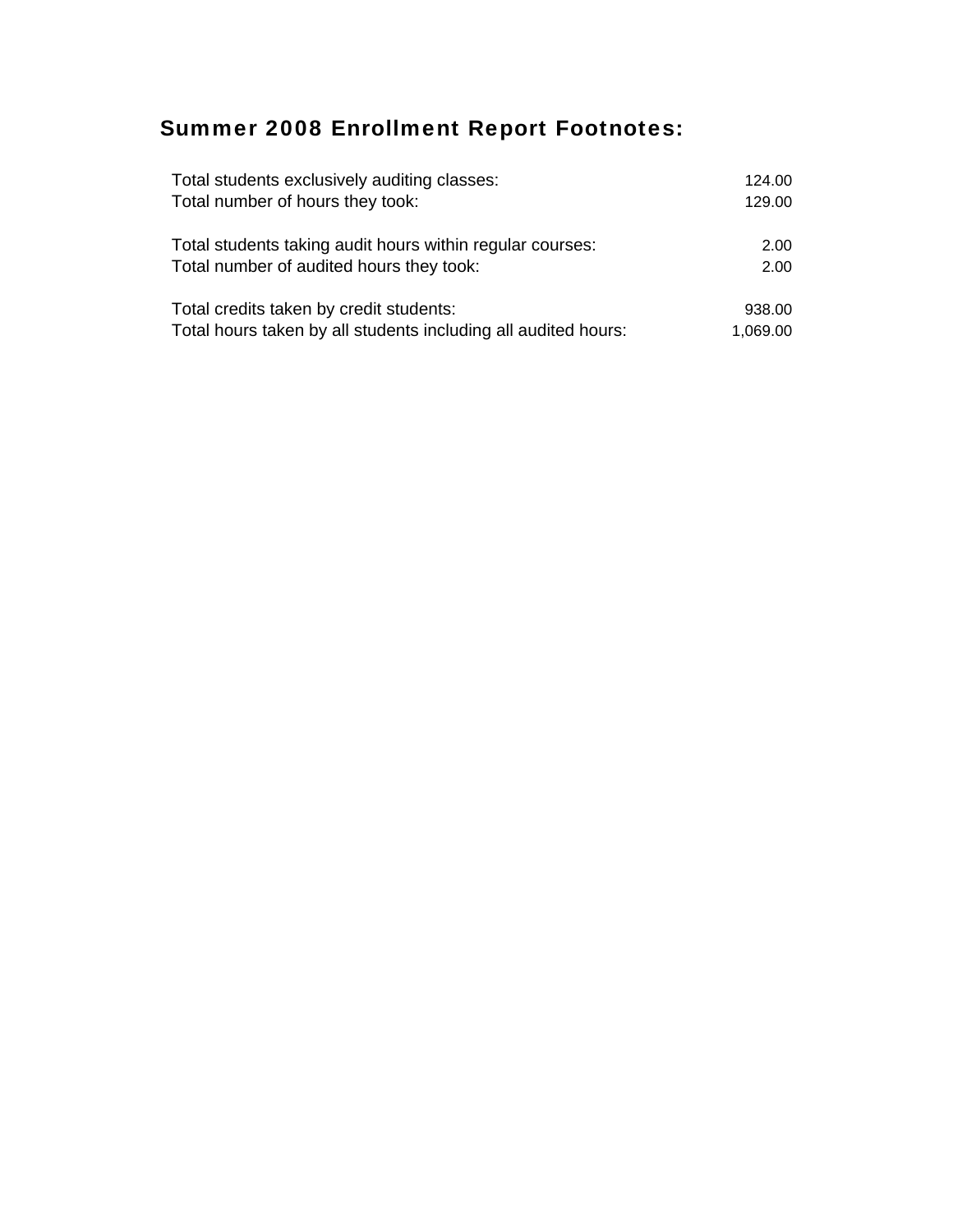## Summer 2008 Enrollment Report Footnotes:

| | |
|---|---:|
| Total students exclusively auditing classes: | 124.00 |
| Total number of hours they took: | 129.00 |
| | |
| Total students taking audit hours within regular courses: | 2.00 |
| Total number of audited hours they took: | 2.00 |
| | |
| Total credits taken by credit students: | 938.00 |
| Total hours taken by all students including all audited hours: | 1,069.00 |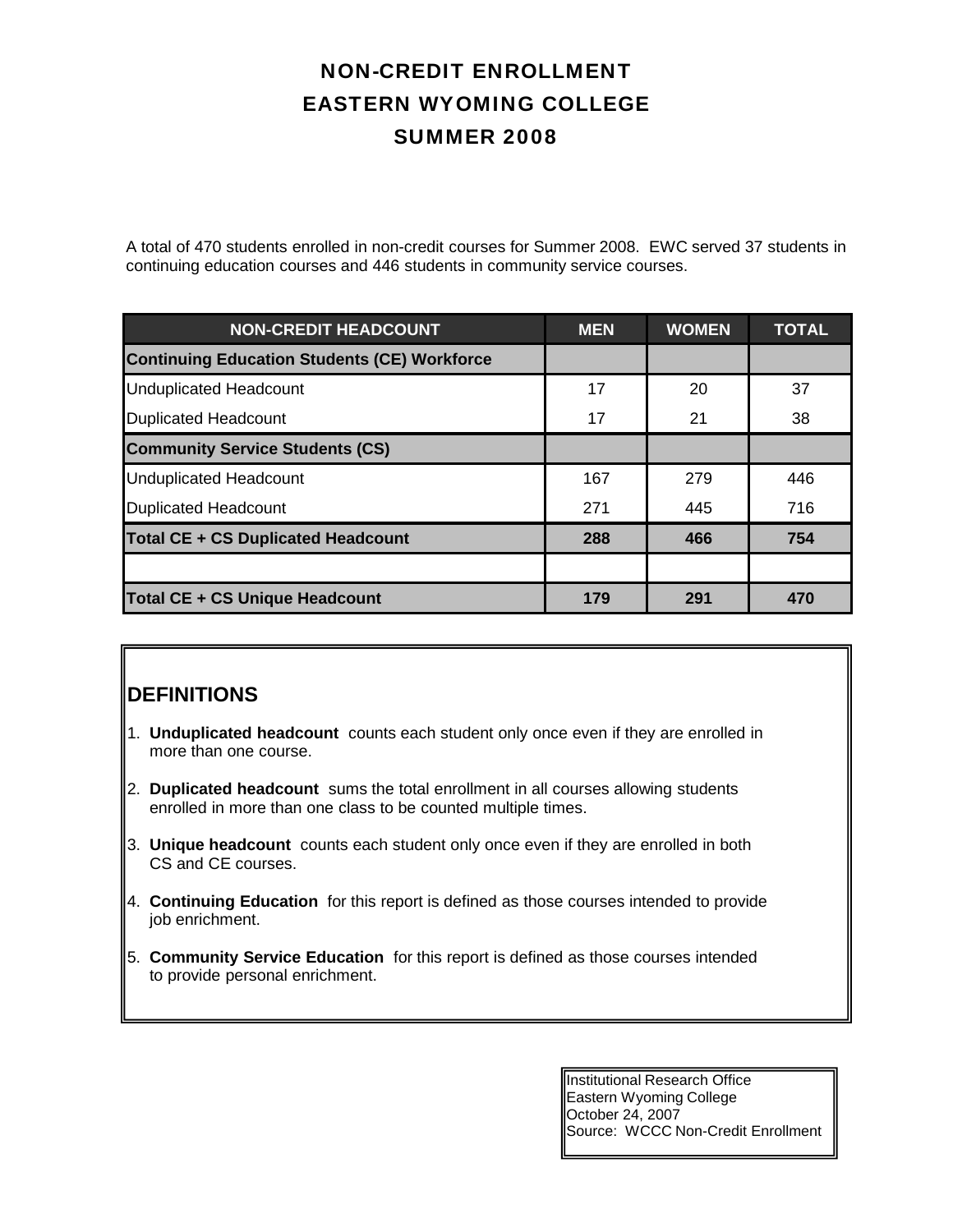# NON-CREDIT ENROLLMENT
# EASTERN WYOMING COLLEGE
# SUMMER 2008

A total of 470 students enrolled in non-credit courses for Summer 2008. EWC served 37 students in continuing education courses and 446 students in community service courses.

| NON-CREDIT HEADCOUNT | MEN | WOMEN | TOTAL |
|---|---|---|---|
| **Continuing Education Students (CE) Workforce** | | | |
| Unduplicated Headcount | 17 | 20 | 37 |
| Duplicated Headcount | 17 | 21 | 38 |
| **Community Service Students (CS)** | | | |
| Unduplicated Headcount | 167 | 279 | 446 |
| Duplicated Headcount | 271 | 445 | 716 |
| **Total CE + CS Duplicated Headcount** | **288** | **466** | **754** |
| | | | |
| **Total CE + CS Unique Headcount** | **179** | **291** | **470** |

## DEFINITIONS

1. **Unduplicated headcount** counts each student only once even if they are enrolled in more than one course.
2. **Duplicated headcount** sums the total enrollment in all courses allowing students enrolled in more than one class to be counted multiple times.
3. **Unique headcount** counts each student only once even if they are enrolled in both CS and CE courses.
4. **Continuing Education** for this report is defined as those courses intended to provide job enrichment.
5. **Community Service Education** for this report is defined as those courses intended to provide personal enrichment.

Institutional Research Office
Eastern Wyoming College
October 24, 2007
Source: WCCC Non-Credit Enrollment